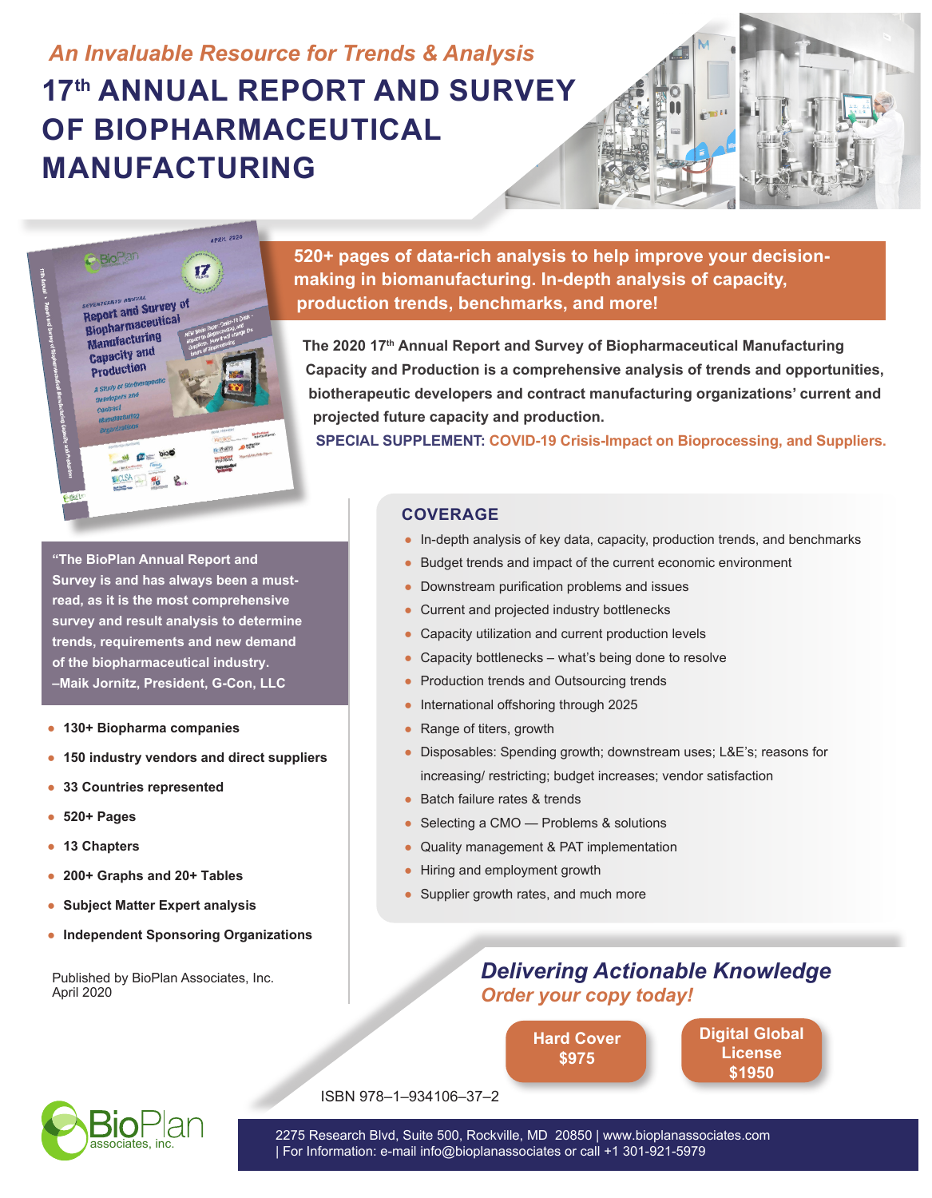*An Invaluable Resource for Trends & Analysis*

# 17th ANNUAL REPORT AND SURVEY OF BIOPHARMACEUTICAL MANUFACTURING

**520+ pages of data-rich analysis to help improve your decision-making in biomanufacturing. In-depth analysis of capacity, production trends, benchmarks, and more!**

**The 2020 17th Annual Report and Survey of Biopharmaceutical Manufacturing Capacity and Production is a comprehensive analysis of trends and opportunities, biotherapeutic developers and contract manufacturing organizations' current and projected future capacity and production.**

**SPECIAL SUPPLEMENT: COVID-19 Crisis-Impact on Bioprocessing, and Suppliers.**

**"The BioPlan Annual Report and Survey is and has always been a must-read, as it is the most comprehensive survey and result analysis to determine trends, requirements and new demand of the biopharmaceutical industry. –Maik Jornitz, President, G-Con, LLC**

- **130+ Biopharma companies**
- **150 industry vendors and direct suppliers**
- **33 Countries represented**
- **520+ Pages**
- **13 Chapters**
- **200+ Graphs and 20+ Tables**
- **Subject Matter Expert analysis**
- **Independent Sponsoring Organizations**

Published by BioPlan Associates, Inc.
April 2020

## COVERAGE

- In-depth analysis of key data, capacity, production trends, and benchmarks
- Budget trends and impact of the current economic environment
- Downstream purification problems and issues
- Current and projected industry bottlenecks
- Capacity utilization and current production levels
- Capacity bottlenecks – what's being done to resolve
- Production trends and Outsourcing trends
- International offshoring through 2025
- Range of titers, growth
- Disposables: Spending growth; downstream uses; L&E's; reasons for increasing/ restricting; budget increases; vendor satisfaction
- Batch failure rates & trends
- Selecting a CMO — Problems & solutions
- Quality management & PAT implementation
- Hiring and employment growth
- Supplier growth rates, and much more

***Delivering Actionable Knowledge***

***Order your copy today!***

**Hard Cover $975**

**Digital Global License $1950**

ISBN 978–1–934106–37–2

BioPlan associates, inc.

2275 Research Blvd, Suite 500, Rockville, MD 20850 | www.bioplanassociates.com | For Information: e-mail info@bioplanassociates or call +1 301-921-5979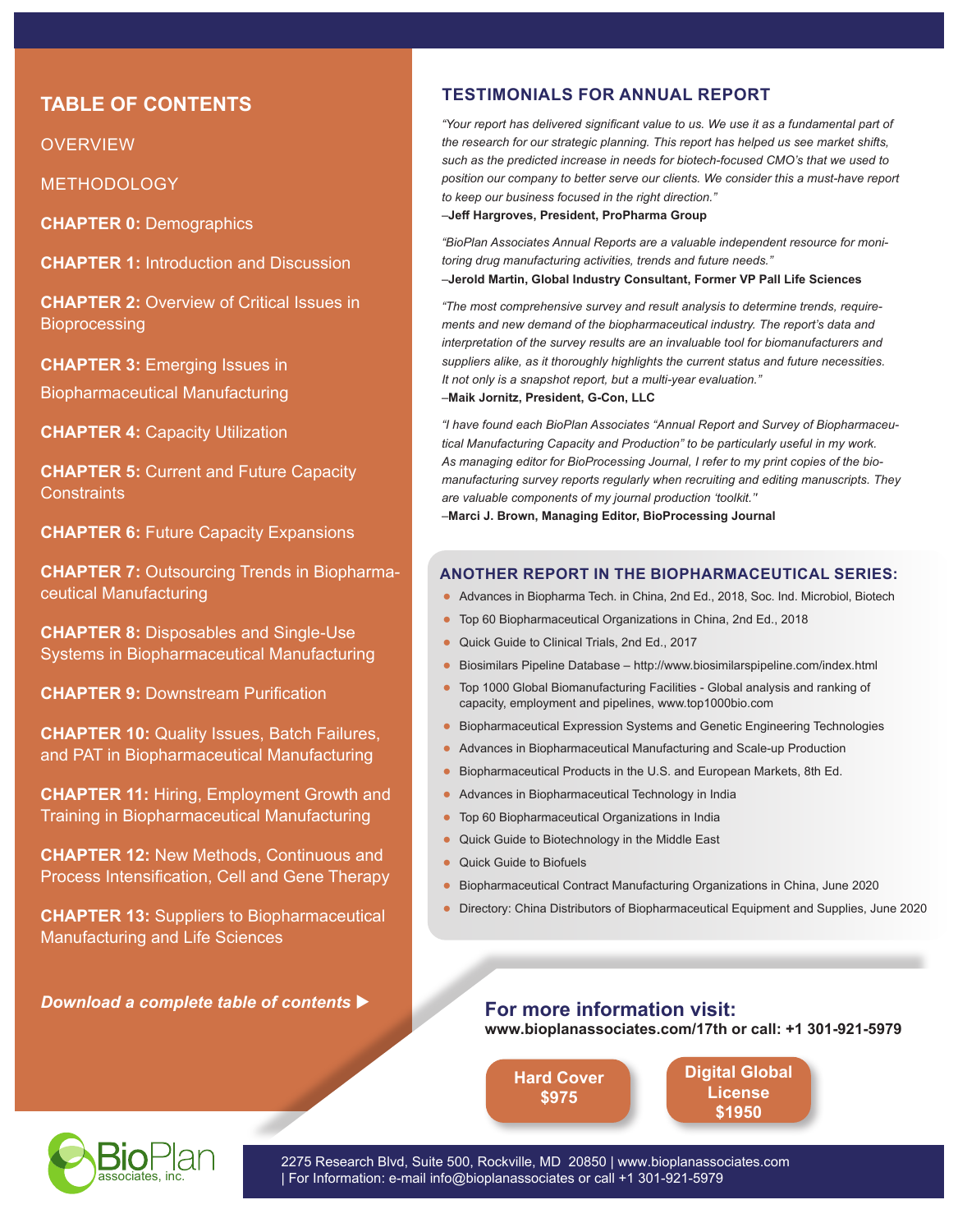## TABLE OF CONTENTS

OVERVIEW

METHODOLOGY

**CHAPTER 0:** Demographics

**CHAPTER 1:** Introduction and Discussion

**CHAPTER 2:** Overview of Critical Issues in Bioprocessing

**CHAPTER 3:** Emerging Issues in Biopharmaceutical Manufacturing

**CHAPTER 4:** Capacity Utilization

**CHAPTER 5:** Current and Future Capacity Constraints

**CHAPTER 6:** Future Capacity Expansions

**CHAPTER 7:** Outsourcing Trends in Biopharmaceutical Manufacturing

**CHAPTER 8:** Disposables and Single-Use Systems in Biopharmaceutical Manufacturing

**CHAPTER 9:** Downstream Purification

**CHAPTER 10:** Quality Issues, Batch Failures, and PAT in Biopharmaceutical Manufacturing

**CHAPTER 11:** Hiring, Employment Growth and Training in Biopharmaceutical Manufacturing

**CHAPTER 12:** New Methods, Continuous and Process Intensification, Cell and Gene Therapy

**CHAPTER 13:** Suppliers to Biopharmaceutical Manufacturing and Life Sciences

***Download a complete table of contents ▶***

## TESTIMONIALS FOR ANNUAL REPORT

*"Your report has delivered significant value to us. We use it as a fundamental part of the research for our strategic planning. This report has helped us see market shifts, such as the predicted increase in needs for biotech-focused CMO's that we used to position our company to better serve our clients. We consider this a must-have report to keep our business focused in the right direction."*
–**Jeff Hargroves, President, ProPharma Group**

*"BioPlan Associates Annual Reports are a valuable independent resource for monitoring drug manufacturing activities, trends and future needs."*
–**Jerold Martin, Global Industry Consultant, Former VP Pall Life Sciences**

*"The most comprehensive survey and result analysis to determine trends, requirements and new demand of the biopharmaceutical industry. The report's data and interpretation of the survey results are an invaluable tool for biomanufacturers and suppliers alike, as it thoroughly highlights the current status and future necessities. It not only is a snapshot report, but a multi-year evaluation."*
–**Maik Jornitz, President, G-Con, LLC**

*"I have found each BioPlan Associates "Annual Report and Survey of Biopharmaceutical Manufacturing Capacity and Production" to be particularly useful in my work. As managing editor for BioProcessing Journal, I refer to my print copies of the biomanufacturing survey reports regularly when recruiting and editing manuscripts. They are valuable components of my journal production 'toolkit.'"*
–**Marci J. Brown, Managing Editor, BioProcessing Journal**

### ANOTHER REPORT IN THE BIOPHARMACEUTICAL SERIES:

- Advances in Biopharma Tech. in China, 2nd Ed., 2018, Soc. Ind. Microbiol, Biotech
- Top 60 Biopharmaceutical Organizations in China, 2nd Ed., 2018
- Quick Guide to Clinical Trials, 2nd Ed., 2017
- Biosimilars Pipeline Database – http://www.biosimilarspipeline.com/index.html
- Top 1000 Global Biomanufacturing Facilities - Global analysis and ranking of capacity, employment and pipelines, www.top1000bio.com
- Biopharmaceutical Expression Systems and Genetic Engineering Technologies
- Advances in Biopharmaceutical Manufacturing and Scale-up Production
- Biopharmaceutical Products in the U.S. and European Markets, 8th Ed.
- Advances in Biopharmaceutical Technology in India
- Top 60 Biopharmaceutical Organizations in India
- Quick Guide to Biotechnology in the Middle East
- Quick Guide to Biofuels
- Biopharmaceutical Contract Manufacturing Organizations in China, June 2020
- Directory: China Distributors of Biopharmaceutical Equipment and Supplies, June 2020

### For more information visit:
**www.bioplanassociates.com/17th or call: +1 301-921-5979**

**Hard Cover $975**

**Digital Global License $1950**

BioPlan associates, inc.

2275 Research Blvd, Suite 500, Rockville, MD 20850 | www.bioplanassociates.com | For Information: e-mail info@bioplanassociates or call +1 301-921-5979